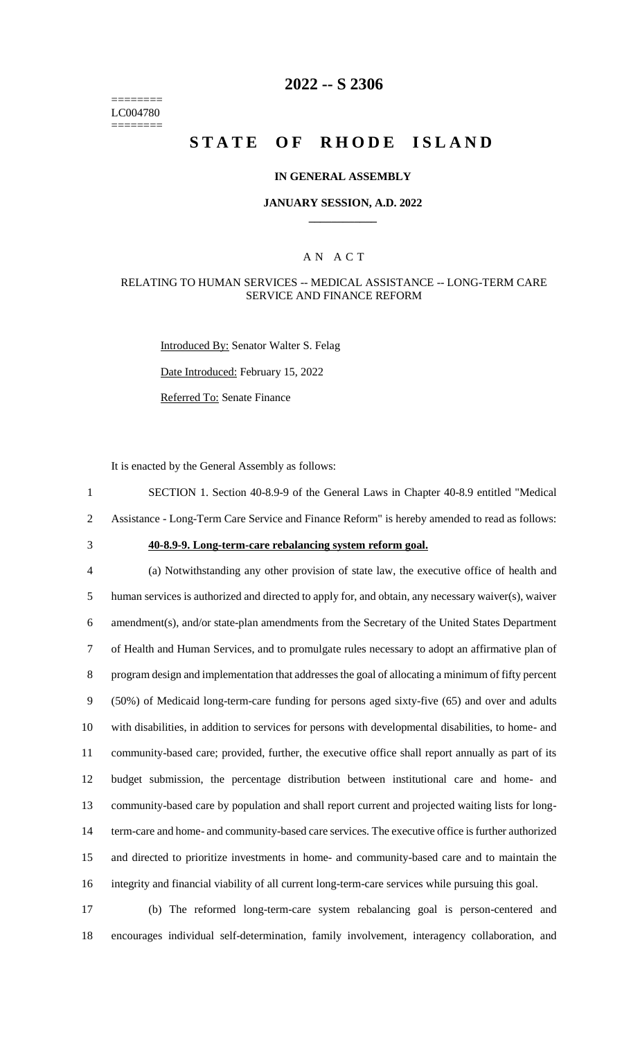========
LC004780
========

# 2022 -- S 2306

# STATE OF RHODE ISLAND

### IN GENERAL ASSEMBLY

### JANUARY SESSION, A.D. 2022

____________

### A N A C T

### RELATING TO HUMAN SERVICES -- MEDICAL ASSISTANCE -- LONG-TERM CARE SERVICE AND FINANCE REFORM

Introduced By: Senator Walter S. Felag

Date Introduced: February 15, 2022

Referred To: Senate Finance

It is enacted by the General Assembly as follows:

1 SECTION 1. Section 40-8.9-9 of the General Laws in Chapter 40-8.9 entitled "Medical
2 Assistance - Long-Term Care Service and Finance Reform" is hereby amended to read as follows:

3 **40-8.9-9. Long-term-care rebalancing system reform goal.**

4 (a) Notwithstanding any other provision of state law, the executive office of health and
5 human services is authorized and directed to apply for, and obtain, any necessary waiver(s), waiver
6 amendment(s), and/or state-plan amendments from the Secretary of the United States Department
7 of Health and Human Services, and to promulgate rules necessary to adopt an affirmative plan of
8 program design and implementation that addresses the goal of allocating a minimum of fifty percent
9 (50%) of Medicaid long-term-care funding for persons aged sixty-five (65) and over and adults
10 with disabilities, in addition to services for persons with developmental disabilities, to home- and
11 community-based care; provided, further, the executive office shall report annually as part of its
12 budget submission, the percentage distribution between institutional care and home- and
13 community-based care by population and shall report current and projected waiting lists for long-
14 term-care and home- and community-based care services. The executive office is further authorized
15 and directed to prioritize investments in home- and community-based care and to maintain the
16 integrity and financial viability of all current long-term-care services while pursuing this goal.

17 (b) The reformed long-term-care system rebalancing goal is person-centered and
18 encourages individual self-determination, family involvement, interagency collaboration, and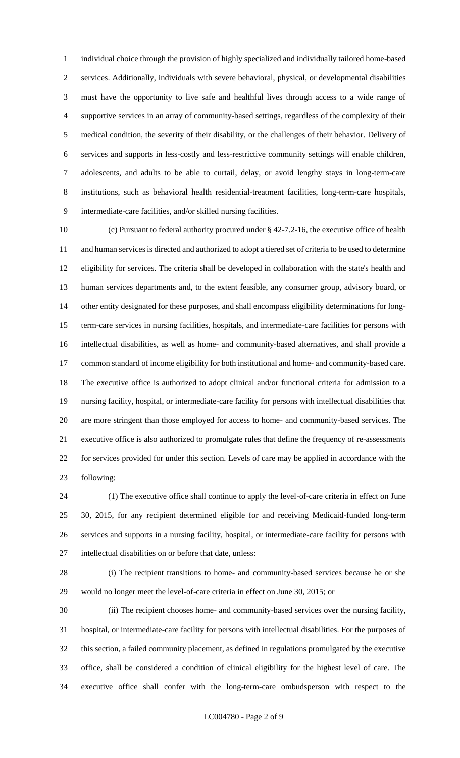individual choice through the provision of highly specialized and individually tailored home-based services. Additionally, individuals with severe behavioral, physical, or developmental disabilities must have the opportunity to live safe and healthful lives through access to a wide range of supportive services in an array of community-based settings, regardless of the complexity of their medical condition, the severity of their disability, or the challenges of their behavior. Delivery of services and supports in less-costly and less-restrictive community settings will enable children, adolescents, and adults to be able to curtail, delay, or avoid lengthy stays in long-term-care institutions, such as behavioral health residential-treatment facilities, long-term-care hospitals, intermediate-care facilities, and/or skilled nursing facilities.

(c) Pursuant to federal authority procured under § 42-7.2-16, the executive office of health and human services is directed and authorized to adopt a tiered set of criteria to be used to determine eligibility for services. The criteria shall be developed in collaboration with the state's health and human services departments and, to the extent feasible, any consumer group, advisory board, or other entity designated for these purposes, and shall encompass eligibility determinations for long-term-care services in nursing facilities, hospitals, and intermediate-care facilities for persons with intellectual disabilities, as well as home- and community-based alternatives, and shall provide a common standard of income eligibility for both institutional and home- and community-based care. The executive office is authorized to adopt clinical and/or functional criteria for admission to a nursing facility, hospital, or intermediate-care facility for persons with intellectual disabilities that are more stringent than those employed for access to home- and community-based services. The executive office is also authorized to promulgate rules that define the frequency of re-assessments for services provided for under this section. Levels of care may be applied in accordance with the following:

(1) The executive office shall continue to apply the level-of-care criteria in effect on June 30, 2015, for any recipient determined eligible for and receiving Medicaid-funded long-term services and supports in a nursing facility, hospital, or intermediate-care facility for persons with intellectual disabilities on or before that date, unless:

(i) The recipient transitions to home- and community-based services because he or she would no longer meet the level-of-care criteria in effect on June 30, 2015; or

(ii) The recipient chooses home- and community-based services over the nursing facility, hospital, or intermediate-care facility for persons with intellectual disabilities. For the purposes of this section, a failed community placement, as defined in regulations promulgated by the executive office, shall be considered a condition of clinical eligibility for the highest level of care. The executive office shall confer with the long-term-care ombudsperson with respect to the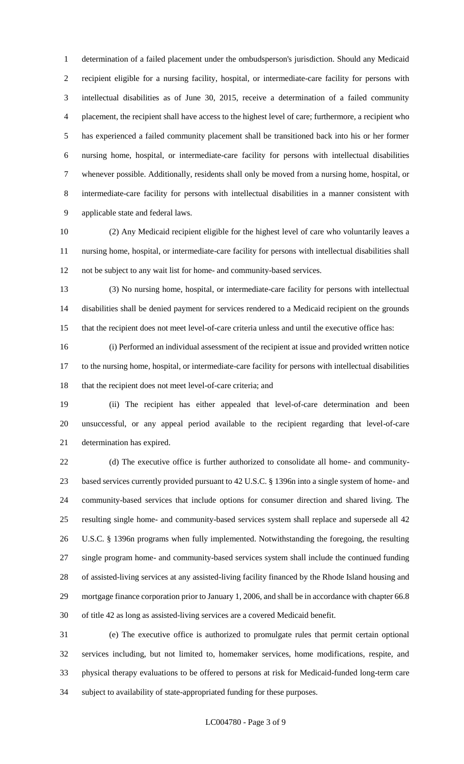determination of a failed placement under the ombudsperson's jurisdiction. Should any Medicaid recipient eligible for a nursing facility, hospital, or intermediate-care facility for persons with intellectual disabilities as of June 30, 2015, receive a determination of a failed community placement, the recipient shall have access to the highest level of care; furthermore, a recipient who has experienced a failed community placement shall be transitioned back into his or her former nursing home, hospital, or intermediate-care facility for persons with intellectual disabilities whenever possible. Additionally, residents shall only be moved from a nursing home, hospital, or intermediate-care facility for persons with intellectual disabilities in a manner consistent with applicable state and federal laws.

(2) Any Medicaid recipient eligible for the highest level of care who voluntarily leaves a nursing home, hospital, or intermediate-care facility for persons with intellectual disabilities shall not be subject to any wait list for home- and community-based services.

(3) No nursing home, hospital, or intermediate-care facility for persons with intellectual disabilities shall be denied payment for services rendered to a Medicaid recipient on the grounds that the recipient does not meet level-of-care criteria unless and until the executive office has:

(i) Performed an individual assessment of the recipient at issue and provided written notice to the nursing home, hospital, or intermediate-care facility for persons with intellectual disabilities that the recipient does not meet level-of-care criteria; and

(ii) The recipient has either appealed that level-of-care determination and been unsuccessful, or any appeal period available to the recipient regarding that level-of-care determination has expired.

(d) The executive office is further authorized to consolidate all home- and community-based services currently provided pursuant to 42 U.S.C. § 1396n into a single system of home- and community-based services that include options for consumer direction and shared living. The resulting single home- and community-based services system shall replace and supersede all 42 U.S.C. § 1396n programs when fully implemented. Notwithstanding the foregoing, the resulting single program home- and community-based services system shall include the continued funding of assisted-living services at any assisted-living facility financed by the Rhode Island housing and mortgage finance corporation prior to January 1, 2006, and shall be in accordance with chapter 66.8 of title 42 as long as assisted-living services are a covered Medicaid benefit.

(e) The executive office is authorized to promulgate rules that permit certain optional services including, but not limited to, homemaker services, home modifications, respite, and physical therapy evaluations to be offered to persons at risk for Medicaid-funded long-term care subject to availability of state-appropriated funding for these purposes.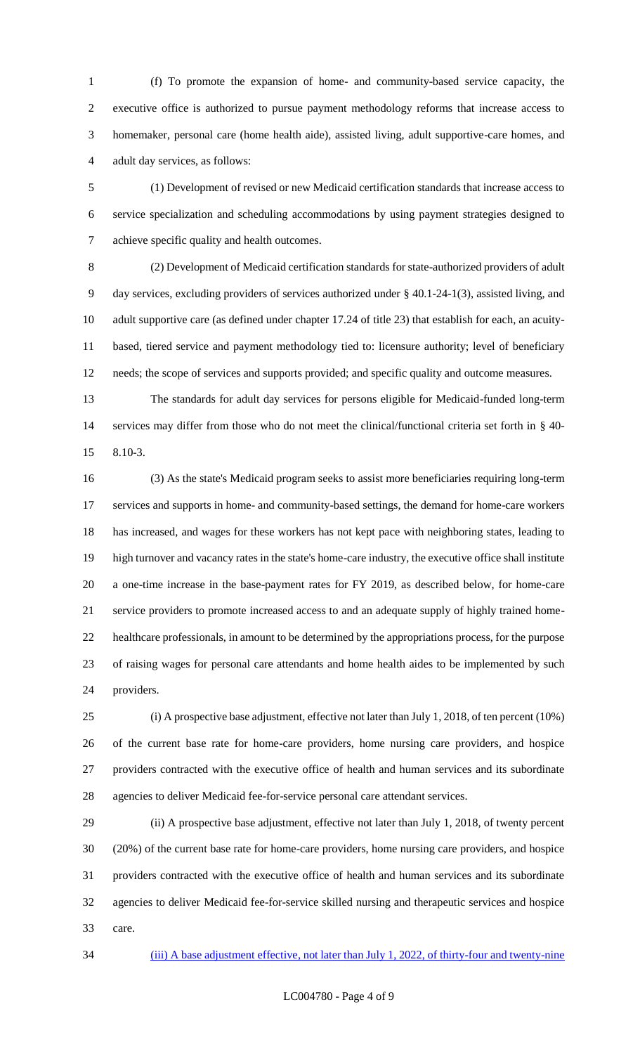(f) To promote the expansion of home- and community-based service capacity, the executive office is authorized to pursue payment methodology reforms that increase access to homemaker, personal care (home health aide), assisted living, adult supportive-care homes, and adult day services, as follows:

(1) Development of revised or new Medicaid certification standards that increase access to service specialization and scheduling accommodations by using payment strategies designed to achieve specific quality and health outcomes.

(2) Development of Medicaid certification standards for state-authorized providers of adult day services, excluding providers of services authorized under § 40.1-24-1(3), assisted living, and adult supportive care (as defined under chapter 17.24 of title 23) that establish for each, an acuity-based, tiered service and payment methodology tied to: licensure authority; level of beneficiary needs; the scope of services and supports provided; and specific quality and outcome measures.

The standards for adult day services for persons eligible for Medicaid-funded long-term services may differ from those who do not meet the clinical/functional criteria set forth in § 40-8.10-3.

(3) As the state's Medicaid program seeks to assist more beneficiaries requiring long-term services and supports in home- and community-based settings, the demand for home-care workers has increased, and wages for these workers has not kept pace with neighboring states, leading to high turnover and vacancy rates in the state's home-care industry, the executive office shall institute a one-time increase in the base-payment rates for FY 2019, as described below, for home-care service providers to promote increased access to and an adequate supply of highly trained home-healthcare professionals, in amount to be determined by the appropriations process, for the purpose of raising wages for personal care attendants and home health aides to be implemented by such providers.

(i) A prospective base adjustment, effective not later than July 1, 2018, of ten percent (10%) of the current base rate for home-care providers, home nursing care providers, and hospice providers contracted with the executive office of health and human services and its subordinate agencies to deliver Medicaid fee-for-service personal care attendant services.

(ii) A prospective base adjustment, effective not later than July 1, 2018, of twenty percent (20%) of the current base rate for home-care providers, home nursing care providers, and hospice providers contracted with the executive office of health and human services and its subordinate agencies to deliver Medicaid fee-for-service skilled nursing and therapeutic services and hospice care.

(iii) A base adjustment effective, not later than July 1, 2022, of thirty-four and twenty-nine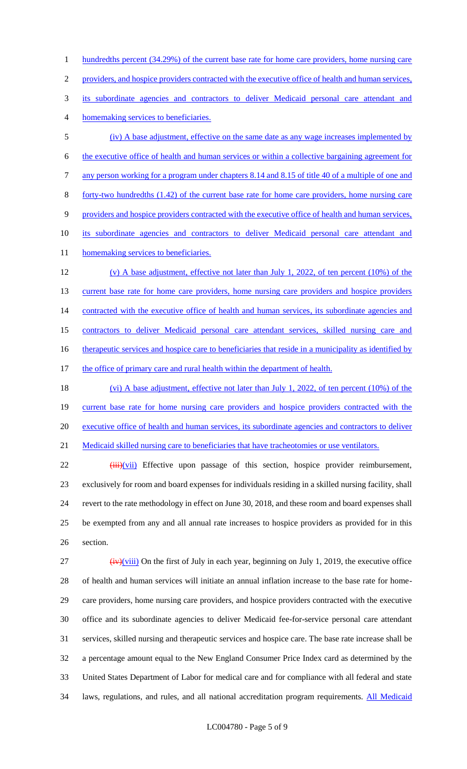hundredths percent (34.29%) of the current base rate for home care providers, home nursing care providers, and hospice providers contracted with the executive office of health and human services, its subordinate agencies and contractors to deliver Medicaid personal care attendant and homemaking services to beneficiaries.

(iv) A base adjustment, effective on the same date as any wage increases implemented by the executive office of health and human services or within a collective bargaining agreement for any person working for a program under chapters 8.14 and 8.15 of title 40 of a multiple of one and forty-two hundredths (1.42) of the current base rate for home care providers, home nursing care providers and hospice providers contracted with the executive office of health and human services, its subordinate agencies and contractors to deliver Medicaid personal care attendant and homemaking services to beneficiaries.

(v) A base adjustment, effective not later than July 1, 2022, of ten percent (10%) of the current base rate for home care providers, home nursing care providers and hospice providers contracted with the executive office of health and human services, its subordinate agencies and contractors to deliver Medicaid personal care attendant services, skilled nursing care and therapeutic services and hospice care to beneficiaries that reside in a municipality as identified by the office of primary care and rural health within the department of health.

(vi) A base adjustment, effective not later than July 1, 2022, of ten percent (10%) of the current base rate for home nursing care providers and hospice providers contracted with the executive office of health and human services, its subordinate agencies and contractors to deliver Medicaid skilled nursing care to beneficiaries that have tracheotomies or use ventilators.

~~(iii)~~(vii) Effective upon passage of this section, hospice provider reimbursement, exclusively for room and board expenses for individuals residing in a skilled nursing facility, shall revert to the rate methodology in effect on June 30, 2018, and these room and board expenses shall be exempted from any and all annual rate increases to hospice providers as provided for in this section.

~~(iv)~~(viii) On the first of July in each year, beginning on July 1, 2019, the executive office of health and human services will initiate an annual inflation increase to the base rate for home-care providers, home nursing care providers, and hospice providers contracted with the executive office and its subordinate agencies to deliver Medicaid fee-for-service personal care attendant services, skilled nursing and therapeutic services and hospice care. The base rate increase shall be a percentage amount equal to the New England Consumer Price Index card as determined by the United States Department of Labor for medical care and for compliance with all federal and state laws, regulations, and rules, and all national accreditation program requirements. All Medicaid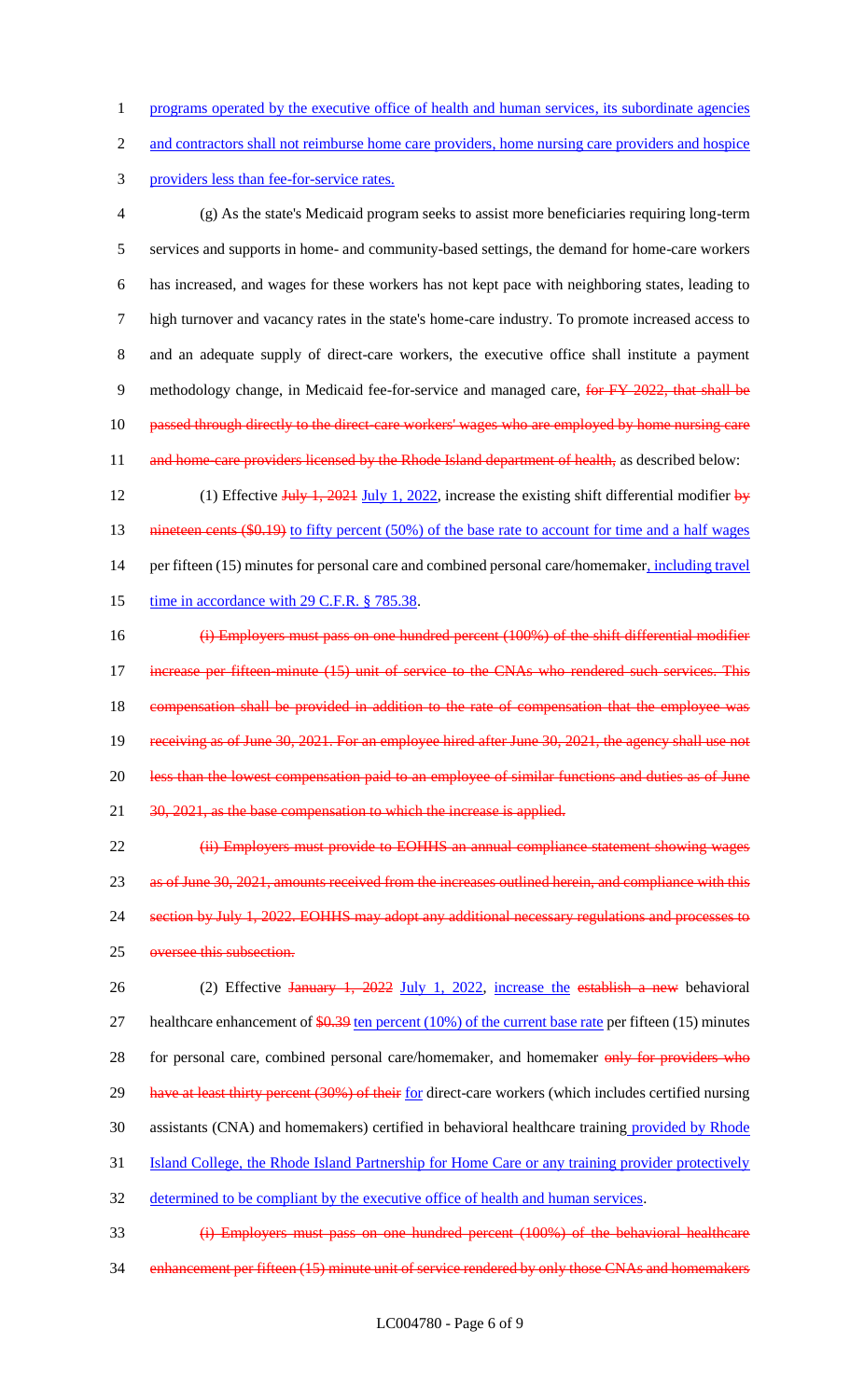programs operated by the executive office of health and human services, its subordinate agencies and contractors shall not reimburse home care providers, home nursing care providers and hospice providers less than fee-for-service rates.

(g) As the state's Medicaid program seeks to assist more beneficiaries requiring long-term services and supports in home- and community-based settings, the demand for home-care workers has increased, and wages for these workers has not kept pace with neighboring states, leading to high turnover and vacancy rates in the state's home-care industry. To promote increased access to and an adequate supply of direct-care workers, the executive office shall institute a payment methodology change, in Medicaid fee-for-service and managed care, ~~for FY 2022, that shall be passed through directly to the direct-care workers' wages who are employed by home nursing care and home-care providers licensed by the Rhode Island department of health,~~ as described below:

(1) Effective ~~July 1, 2021~~ July 1, 2022, increase the existing shift differential modifier ~~by nineteen cents ($0.19)~~ to fifty percent (50%) of the base rate to account for time and a half wages per fifteen (15) minutes for personal care and combined personal care/homemaker, including travel time in accordance with 29 C.F.R. § 785.38.

~~(i) Employers must pass on one hundred percent (100%) of the shift differential modifier increase per fifteen-minute (15) unit of service to the CNAs who rendered such services. This compensation shall be provided in addition to the rate of compensation that the employee was receiving as of June 30, 2021. For an employee hired after June 30, 2021, the agency shall use not less than the lowest compensation paid to an employee of similar functions and duties as of June 30, 2021, as the base compensation to which the increase is applied.~~

~~(ii) Employers must provide to EOHHS an annual compliance statement showing wages as of June 30, 2021, amounts received from the increases outlined herein, and compliance with this section by July 1, 2022. EOHHS may adopt any additional necessary regulations and processes to oversee this subsection.~~

(2) Effective ~~January 1, 2022~~ July 1, 2022, increase the ~~establish a new~~ behavioral healthcare enhancement of ~~$0.39~~ ten percent (10%) of the current base rate per fifteen (15) minutes for personal care, combined personal care/homemaker, and homemaker ~~only for providers who have at least thirty percent (30%) of their~~ for direct-care workers (which includes certified nursing assistants (CNA) and homemakers) certified in behavioral healthcare training provided by Rhode Island College, the Rhode Island Partnership for Home Care or any training provider protectively determined to be compliant by the executive office of health and human services.

~~(i) Employers must pass on one hundred percent (100%) of the behavioral healthcare enhancement per fifteen (15) minute unit of service rendered by only those CNAs and homemakers~~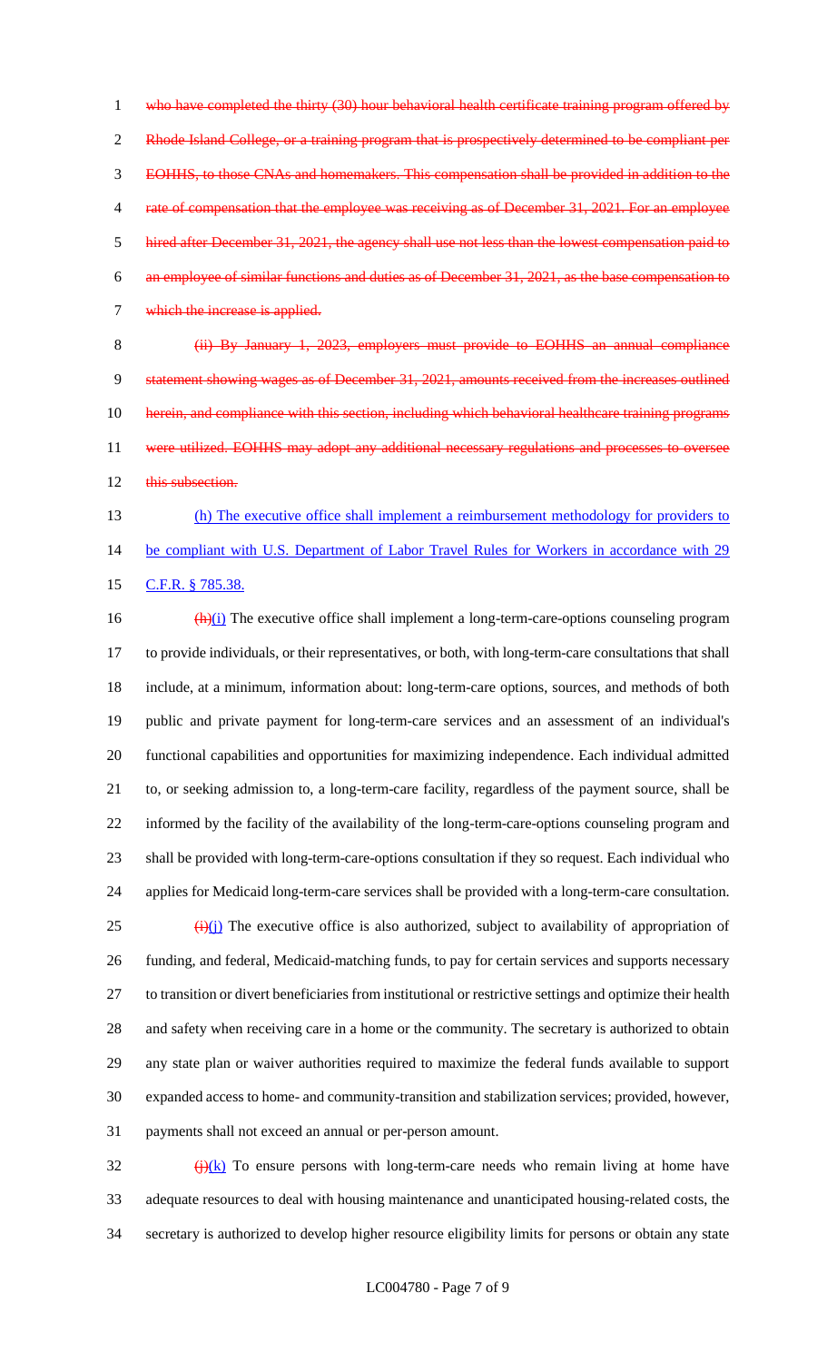who have completed the thirty (30) hour behavioral health certificate training program offered by Rhode Island College, or a training program that is prospectively determined to be compliant per EOHHS, to those CNAs and homemakers. This compensation shall be provided in addition to the rate of compensation that the employee was receiving as of December 31, 2021. For an employee hired after December 31, 2021, the agency shall use not less than the lowest compensation paid to an employee of similar functions and duties as of December 31, 2021, as the base compensation to which the increase is applied.

(ii) By January 1, 2023, employers must provide to EOHHS an annual compliance statement showing wages as of December 31, 2021, amounts received from the increases outlined herein, and compliance with this section, including which behavioral healthcare training programs were utilized. EOHHS may adopt any additional necessary regulations and processes to oversee this subsection.

(h) The executive office shall implement a reimbursement methodology for providers to be compliant with U.S. Department of Labor Travel Rules for Workers in accordance with 29 C.F.R. § 785.38.

(h)(i) The executive office shall implement a long-term-care-options counseling program to provide individuals, or their representatives, or both, with long-term-care consultations that shall include, at a minimum, information about: long-term-care options, sources, and methods of both public and private payment for long-term-care services and an assessment of an individual's functional capabilities and opportunities for maximizing independence. Each individual admitted to, or seeking admission to, a long-term-care facility, regardless of the payment source, shall be informed by the facility of the availability of the long-term-care-options counseling program and shall be provided with long-term-care-options consultation if they so request. Each individual who applies for Medicaid long-term-care services shall be provided with a long-term-care consultation.

(i)(j) The executive office is also authorized, subject to availability of appropriation of funding, and federal, Medicaid-matching funds, to pay for certain services and supports necessary to transition or divert beneficiaries from institutional or restrictive settings and optimize their health and safety when receiving care in a home or the community. The secretary is authorized to obtain any state plan or waiver authorities required to maximize the federal funds available to support expanded access to home- and community-transition and stabilization services; provided, however, payments shall not exceed an annual or per-person amount.

(j)(k) To ensure persons with long-term-care needs who remain living at home have adequate resources to deal with housing maintenance and unanticipated housing-related costs, the secretary is authorized to develop higher resource eligibility limits for persons or obtain any state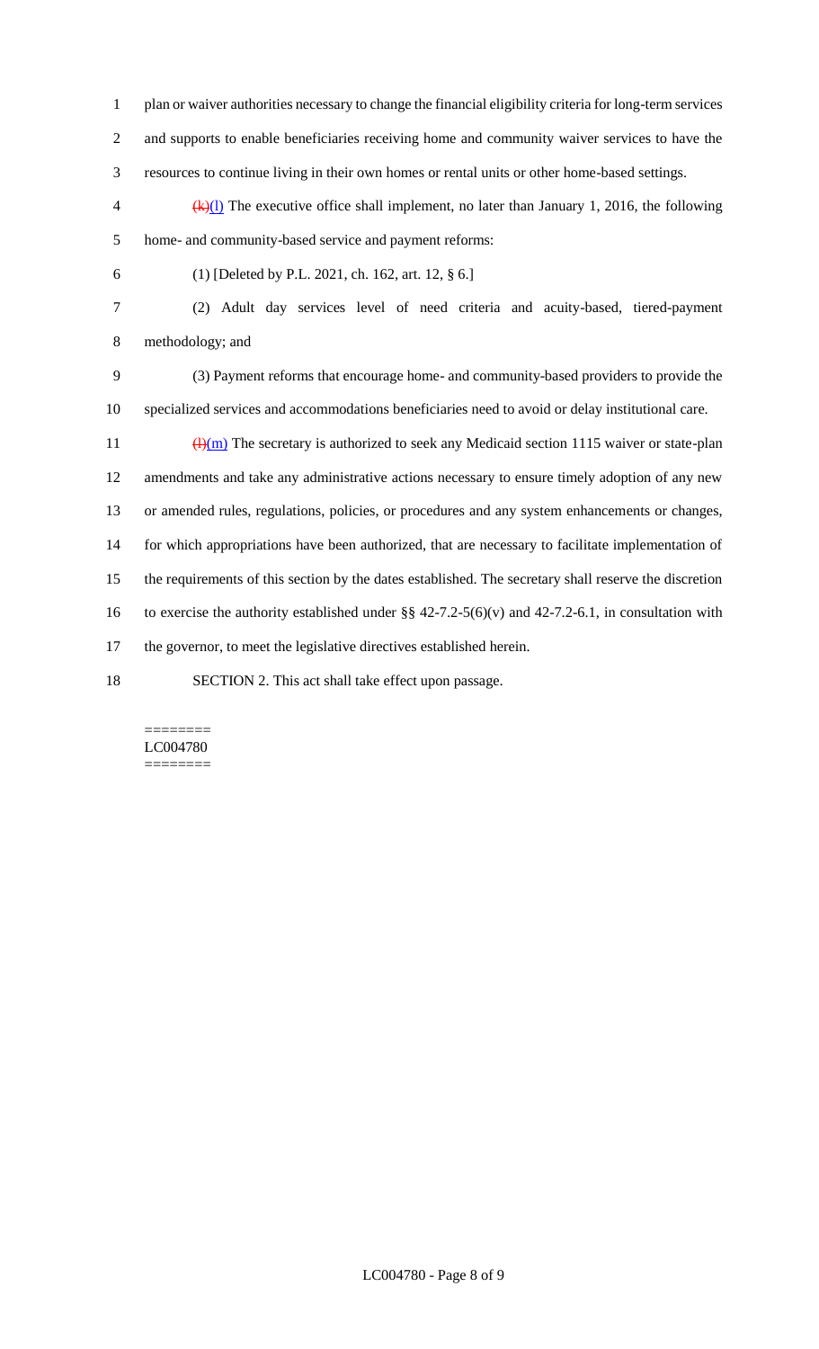plan or waiver authorities necessary to change the financial eligibility criteria for long-term services and supports to enable beneficiaries receiving home and community waiver services to have the resources to continue living in their own homes or rental units or other home-based settings.

~~(k)~~(l) The executive office shall implement, no later than January 1, 2016, the following home- and community-based service and payment reforms:

(1) [Deleted by P.L. 2021, ch. 162, art. 12, § 6.]

(2) Adult day services level of need criteria and acuity-based, tiered-payment methodology; and

(3) Payment reforms that encourage home- and community-based providers to provide the specialized services and accommodations beneficiaries need to avoid or delay institutional care.

~~(l)~~(m) The secretary is authorized to seek any Medicaid section 1115 waiver or state-plan amendments and take any administrative actions necessary to ensure timely adoption of any new or amended rules, regulations, policies, or procedures and any system enhancements or changes, for which appropriations have been authorized, that are necessary to facilitate implementation of the requirements of this section by the dates established. The secretary shall reserve the discretion to exercise the authority established under §§ 42-7.2-5(6)(v) and 42-7.2-6.1, in consultation with the governor, to meet the legislative directives established herein.

SECTION 2. This act shall take effect upon passage.

========
LC004780
========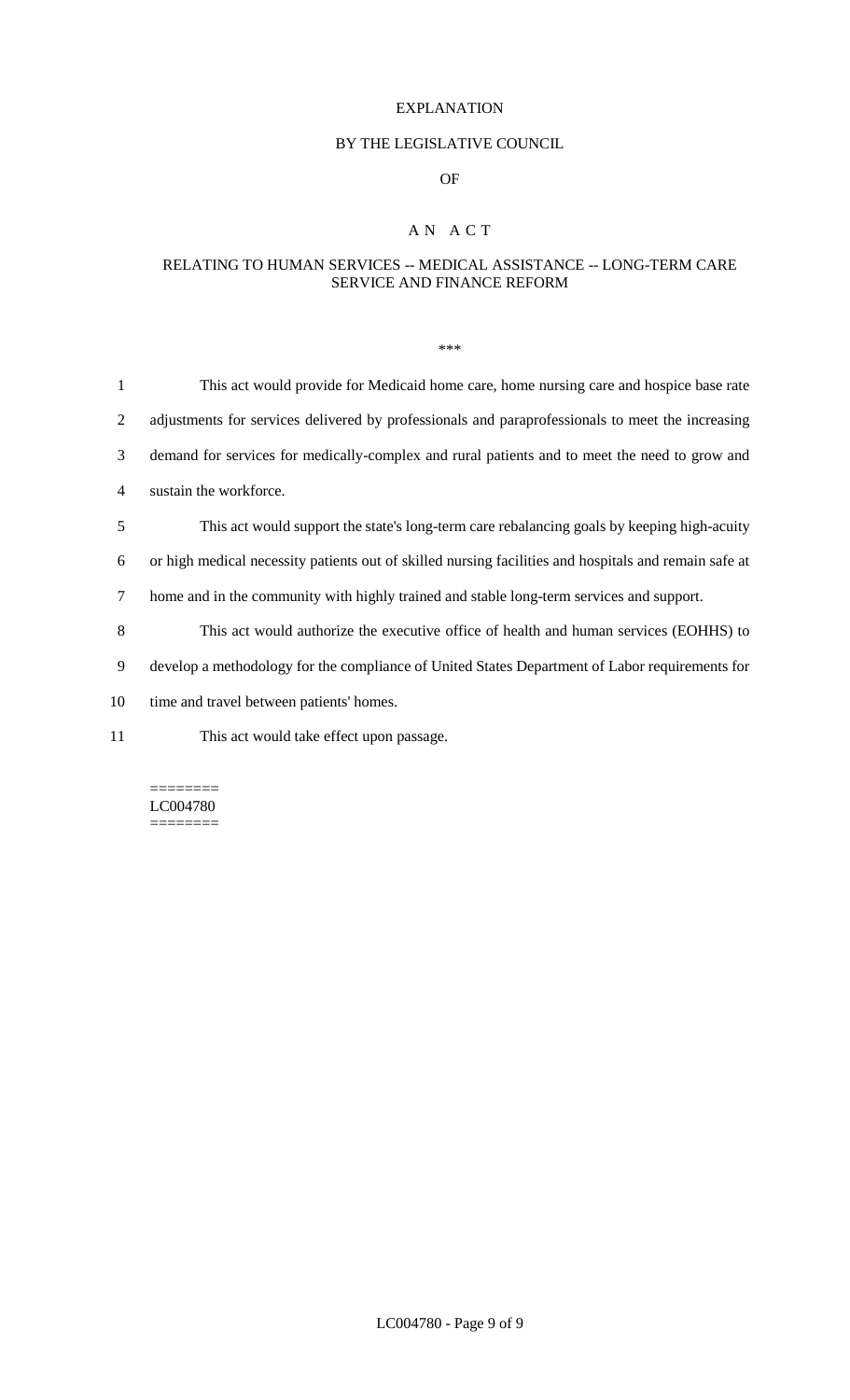EXPLANATION

BY THE LEGISLATIVE COUNCIL

OF

# A N A C T

RELATING TO HUMAN SERVICES -- MEDICAL ASSISTANCE -- LONG-TERM CARE SERVICE AND FINANCE REFORM

\*\*\*

1 This act would provide for Medicaid home care, home nursing care and hospice base rate
2 adjustments for services delivered by professionals and paraprofessionals to meet the increasing
3 demand for services for medically-complex and rural patients and to meet the need to grow and
4 sustain the workforce.

5 This act would support the state's long-term care rebalancing goals by keeping high-acuity
6 or high medical necessity patients out of skilled nursing facilities and hospitals and remain safe at
7 home and in the community with highly trained and stable long-term services and support.

8 This act would authorize the executive office of health and human services (EOHHS) to
9 develop a methodology for the compliance of United States Department of Labor requirements for
10 time and travel between patients' homes.

11 This act would take effect upon passage.

========
LC004780
========